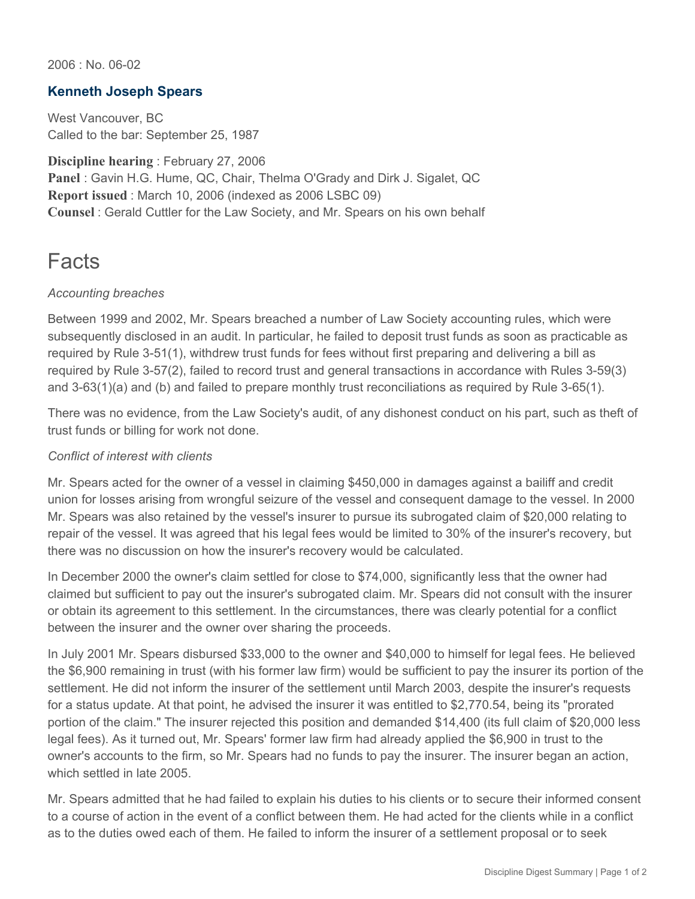2006 : No. 06-02

## Kenneth Joseph Spears

West Vancouver, BC
Called to the bar: September 25, 1987

**Discipline hearing** : February 27, 2006
**Panel** : Gavin H.G. Hume, QC, Chair, Thelma O'Grady and Dirk J. Sigalet, QC
**Report issued** : March 10, 2006 (indexed as 2006 LSBC 09)
**Counsel** : Gerald Cuttler for the Law Society, and Mr. Spears on his own behalf

# Facts

*Accounting breaches*

Between 1999 and 2002, Mr. Spears breached a number of Law Society accounting rules, which were subsequently disclosed in an audit. In particular, he failed to deposit trust funds as soon as practicable as required by Rule 3-51(1), withdrew trust funds for fees without first preparing and delivering a bill as required by Rule 3-57(2), failed to record trust and general transactions in accordance with Rules 3-59(3) and 3-63(1)(a) and (b) and failed to prepare monthly trust reconciliations as required by Rule 3-65(1).

There was no evidence, from the Law Society's audit, of any dishonest conduct on his part, such as theft of trust funds or billing for work not done.

*Conflict of interest with clients*

Mr. Spears acted for the owner of a vessel in claiming $450,000 in damages against a bailiff and credit union for losses arising from wrongful seizure of the vessel and consequent damage to the vessel. In 2000 Mr. Spears was also retained by the vessel's insurer to pursue its subrogated claim of $20,000 relating to repair of the vessel. It was agreed that his legal fees would be limited to 30% of the insurer's recovery, but there was no discussion on how the insurer's recovery would be calculated.

In December 2000 the owner's claim settled for close to $74,000, significantly less that the owner had claimed but sufficient to pay out the insurer's subrogated claim. Mr. Spears did not consult with the insurer or obtain its agreement to this settlement. In the circumstances, there was clearly potential for a conflict between the insurer and the owner over sharing the proceeds.

In July 2001 Mr. Spears disbursed $33,000 to the owner and $40,000 to himself for legal fees. He believed the $6,900 remaining in trust (with his former law firm) would be sufficient to pay the insurer its portion of the settlement. He did not inform the insurer of the settlement until March 2003, despite the insurer's requests for a status update. At that point, he advised the insurer it was entitled to $2,770.54, being its "prorated portion of the claim." The insurer rejected this position and demanded $14,400 (its full claim of $20,000 less legal fees). As it turned out, Mr. Spears' former law firm had already applied the $6,900 in trust to the owner's accounts to the firm, so Mr. Spears had no funds to pay the insurer. The insurer began an action, which settled in late 2005.

Mr. Spears admitted that he had failed to explain his duties to his clients or to secure their informed consent to a course of action in the event of a conflict between them. He had acted for the clients while in a conflict as to the duties owed each of them. He failed to inform the insurer of a settlement proposal or to seek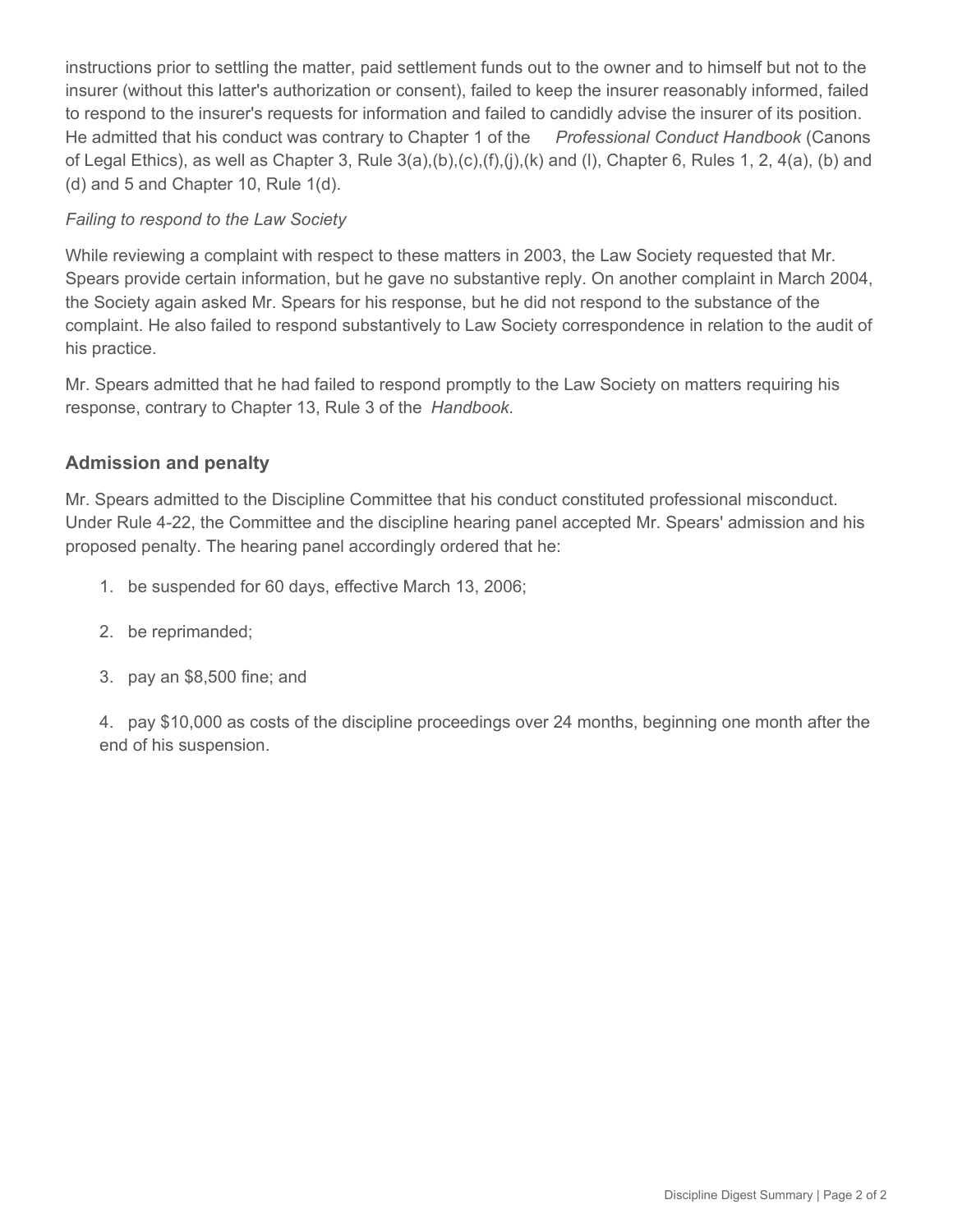instructions prior to settling the matter, paid settlement funds out to the owner and to himself but not to the insurer (without this latter's authorization or consent), failed to keep the insurer reasonably informed, failed to respond to the insurer's requests for information and failed to candidly advise the insurer of its position. He admitted that his conduct was contrary to Chapter 1 of the *Professional Conduct Handbook* (Canons of Legal Ethics), as well as Chapter 3, Rule 3(a),(b),(c),(f),(j),(k) and (l), Chapter 6, Rules 1, 2, 4(a), (b) and (d) and 5 and Chapter 10, Rule 1(d).

*Failing to respond to the Law Society*

While reviewing a complaint with respect to these matters in 2003, the Law Society requested that Mr. Spears provide certain information, but he gave no substantive reply. On another complaint in March 2004, the Society again asked Mr. Spears for his response, but he did not respond to the substance of the complaint. He also failed to respond substantively to Law Society correspondence in relation to the audit of his practice.

Mr. Spears admitted that he had failed to respond promptly to the Law Society on matters requiring his response, contrary to Chapter 13, Rule 3 of the *Handbook*.

## Admission and penalty

Mr. Spears admitted to the Discipline Committee that his conduct constituted professional misconduct. Under Rule 4-22, the Committee and the discipline hearing panel accepted Mr. Spears' admission and his proposed penalty. The hearing panel accordingly ordered that he:

1. be suspended for 60 days, effective March 13, 2006;
2. be reprimanded;
3. pay an $8,500 fine; and
4. pay $10,000 as costs of the discipline proceedings over 24 months, beginning one month after the end of his suspension.